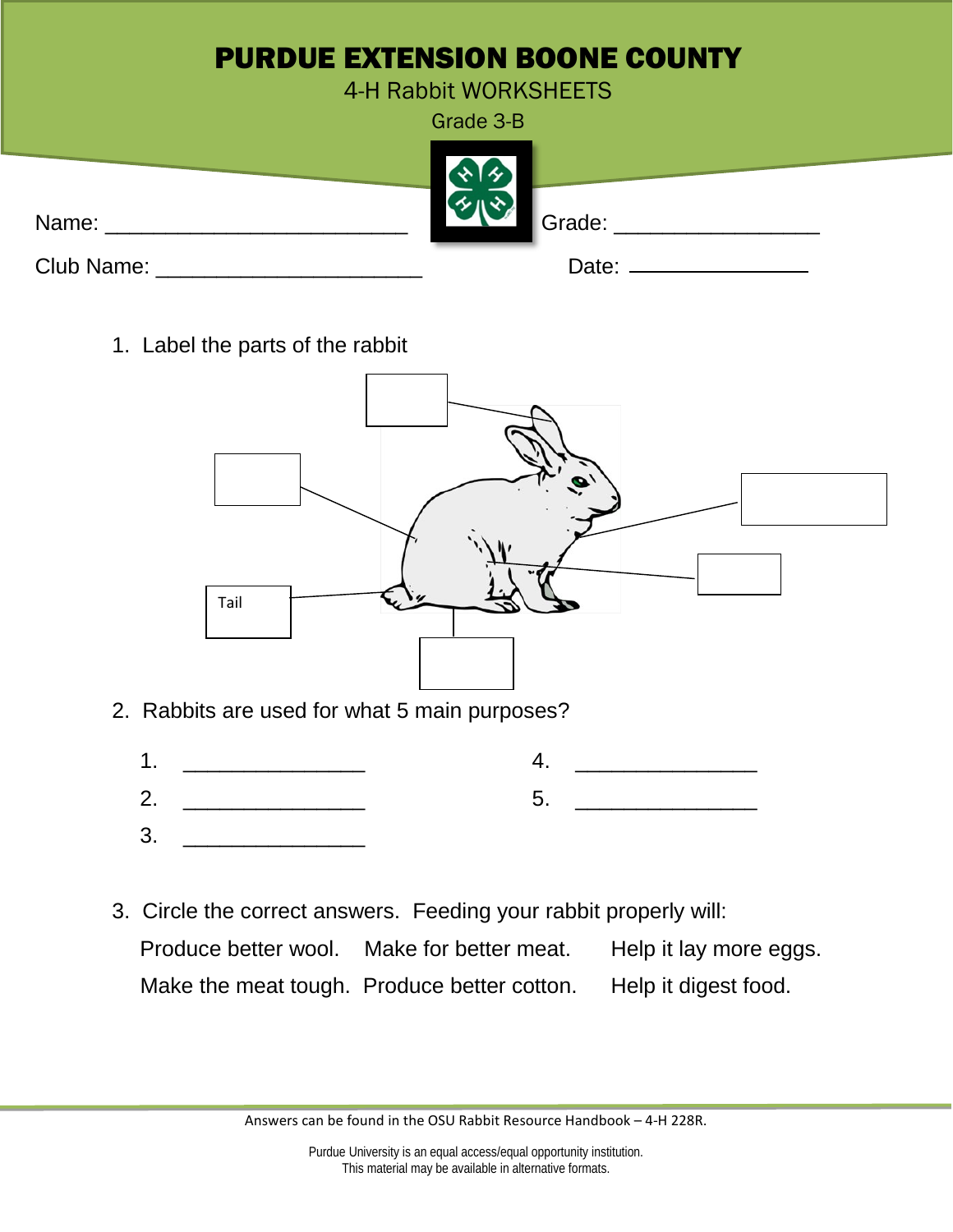# PURDUE EXTENSION BOONE COUNTY

4-H Rabbit WORKSHEETS

Grade 3-B

Name: ________________________ Grade: ________________

Club Name: ______________________ Date: ________________

1. Label the parts of the rabbit

Tail

2. Rabbits are used for what 5 main purposes?

1. _______________
2. _______________
3. _______________
4. _______________
5. _______________

3. Circle the correct answers. Feeding your rabbit properly will:

Produce better wool. Make for better meat. Help it lay more eggs.

Make the meat tough. Produce better cotton. Help it digest food.

Answers can be found in the OSU Rabbit Resource Handbook – 4-H 228R.

Purdue University is an equal access/equal opportunity institution.
This material may be available in alternative formats.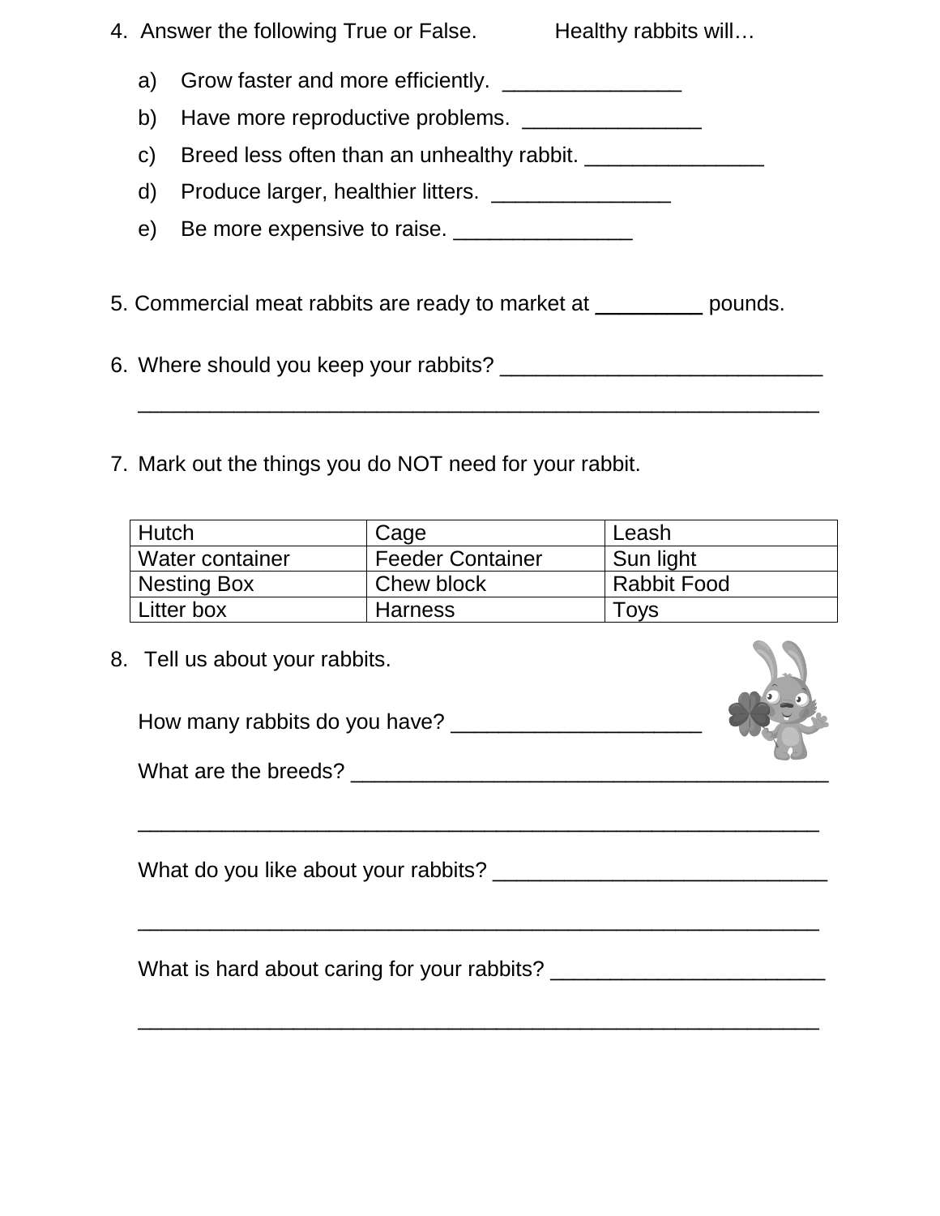4. Answer the following True or False. Healthy rabbits will…

   a) Grow faster and more efficiently. _______________
   b) Have more reproductive problems. _______________
   c) Breed less often than an unhealthy rabbit. _______________
   d) Produce larger, healthier litters. _______________
   e) Be more expensive to raise. _______________

5. Commercial meat rabbits are ready to market at _________ pounds.

6. Where should you keep your rabbits? ____________________________

   ___________________________________________________________

7. Mark out the things you do NOT need for your rabbit.

| | | |
|---|---|---|
| Hutch | Cage | Leash |
| Water container | Feeder Container | Sun light |
| Nesting Box | Chew block | Rabbit Food |
| Litter box | Harness | Toys |

8. Tell us about your rabbits.

   How many rabbits do you have? _____________________

   What are the breeds? ________________________________________

   ___________________________________________________________

   What do you like about your rabbits? ____________________________

   ___________________________________________________________

   What is hard about caring for your rabbits? _______________________

   ___________________________________________________________